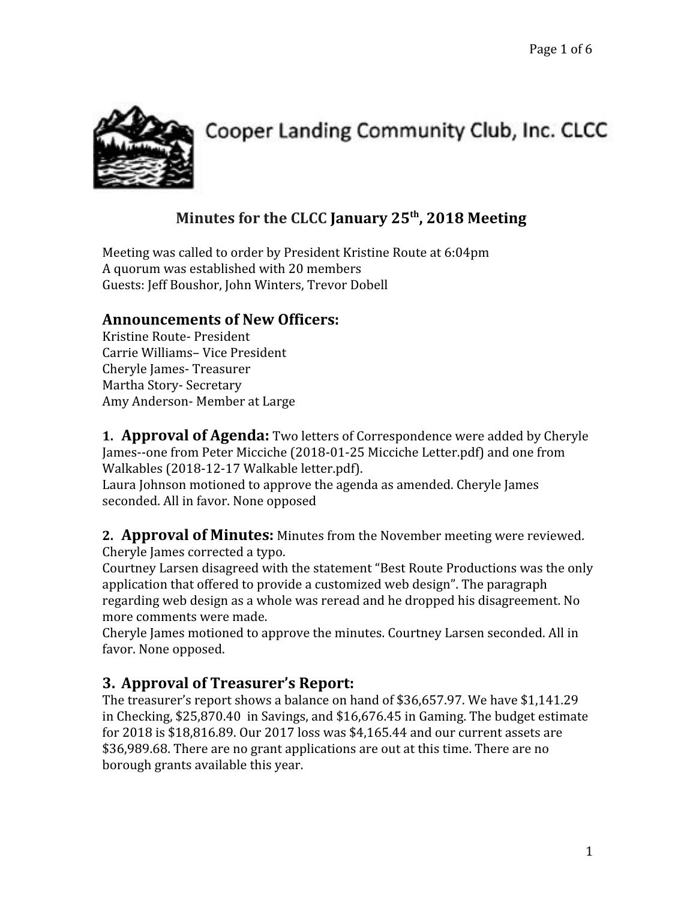Cooper Landing Community Club, Inc. CLCC

# Minutes for the CLCC January 25th, 2018 Meeting

Meeting was called to order by President Kristine Route at 6:04pm
A quorum was established with 20 members
Guests: Jeff Boushor, John Winters, Trevor Dobell

## Announcements of New Officers:

Kristine Route- President
Carrie Williams– Vice President
Cheryle James- Treasurer
Martha Story- Secretary
Amy Anderson- Member at Large

## 1. Approval of Agenda:

Two letters of Correspondence were added by Cheryle James--one from Peter Micciche (2018-01-25 Micciche Letter.pdf) and one from Walkables (2018-12-17 Walkable letter.pdf).
Laura Johnson motioned to approve the agenda as amended. Cheryle James seconded. All in favor. None opposed

## 2. Approval of Minutes:

Minutes from the November meeting were reviewed. Cheryle James corrected a typo.
Courtney Larsen disagreed with the statement "Best Route Productions was the only application that offered to provide a customized web design". The paragraph regarding web design as a whole was reread and he dropped his disagreement. No more comments were made.
Cheryle James motioned to approve the minutes. Courtney Larsen seconded. All in favor. None opposed.

## 3. Approval of Treasurer's Report:

The treasurer's report shows a balance on hand of $36,657.97. We have $1,141.29 in Checking, $25,870.40 in Savings, and $16,676.45 in Gaming. The budget estimate for 2018 is $18,816.89. Our 2017 loss was $4,165.44 and our current assets are $36,989.68. There are no grant applications are out at this time. There are no borough grants available this year.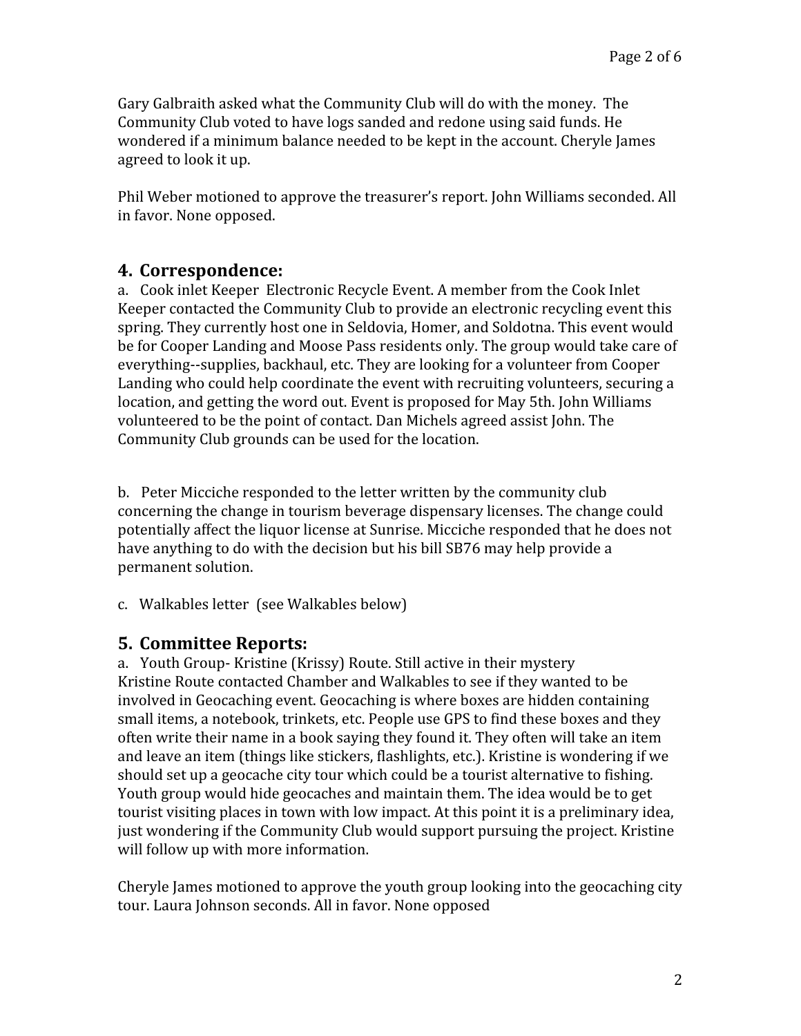Gary Galbraith asked what the Community Club will do with the money. The Community Club voted to have logs sanded and redone using said funds. He wondered if a minimum balance needed to be kept in the account. Cheryle James agreed to look it up.

Phil Weber motioned to approve the treasurer's report. John Williams seconded. All in favor. None opposed.

## 4. Correspondence:

a. Cook inlet Keeper Electronic Recycle Event. A member from the Cook Inlet Keeper contacted the Community Club to provide an electronic recycling event this spring. They currently host one in Seldovia, Homer, and Soldotna. This event would be for Cooper Landing and Moose Pass residents only. The group would take care of everything--supplies, backhaul, etc. They are looking for a volunteer from Cooper Landing who could help coordinate the event with recruiting volunteers, securing a location, and getting the word out. Event is proposed for May 5th. John Williams volunteered to be the point of contact. Dan Michels agreed assist John. The Community Club grounds can be used for the location.

b. Peter Micciche responded to the letter written by the community club concerning the change in tourism beverage dispensary licenses. The change could potentially affect the liquor license at Sunrise. Micciche responded that he does not have anything to do with the decision but his bill SB76 may help provide a permanent solution.

c. Walkables letter (see Walkables below)

## 5. Committee Reports:

a. Youth Group- Kristine (Krissy) Route. Still active in their mystery Kristine Route contacted Chamber and Walkables to see if they wanted to be involved in Geocaching event. Geocaching is where boxes are hidden containing small items, a notebook, trinkets, etc. People use GPS to find these boxes and they often write their name in a book saying they found it. They often will take an item and leave an item (things like stickers, flashlights, etc.). Kristine is wondering if we should set up a geocache city tour which could be a tourist alternative to fishing. Youth group would hide geocaches and maintain them. The idea would be to get tourist visiting places in town with low impact. At this point it is a preliminary idea, just wondering if the Community Club would support pursuing the project. Kristine will follow up with more information.

Cheryle James motioned to approve the youth group looking into the geocaching city tour. Laura Johnson seconds. All in favor. None opposed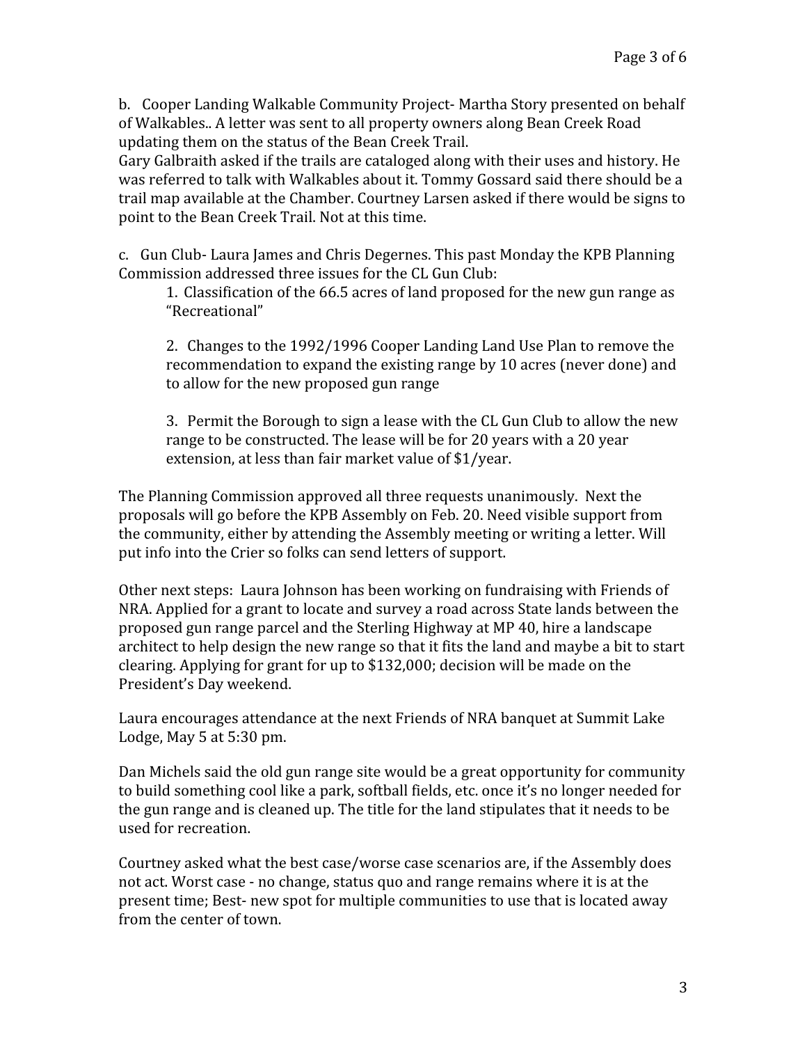b. Cooper Landing Walkable Community Project- Martha Story presented on behalf of Walkables.. A letter was sent to all property owners along Bean Creek Road updating them on the status of the Bean Creek Trail.
Gary Galbraith asked if the trails are cataloged along with their uses and history. He was referred to talk with Walkables about it. Tommy Gossard said there should be a trail map available at the Chamber. Courtney Larsen asked if there would be signs to point to the Bean Creek Trail. Not at this time.

c. Gun Club- Laura James and Chris Degernes. This past Monday the KPB Planning Commission addressed three issues for the CL Gun Club:

1. Classification of the 66.5 acres of land proposed for the new gun range as "Recreational"

2. Changes to the 1992/1996 Cooper Landing Land Use Plan to remove the recommendation to expand the existing range by 10 acres (never done) and to allow for the new proposed gun range

3. Permit the Borough to sign a lease with the CL Gun Club to allow the new range to be constructed. The lease will be for 20 years with a 20 year extension, at less than fair market value of $1/year.

The Planning Commission approved all three requests unanimously. Next the proposals will go before the KPB Assembly on Feb. 20. Need visible support from the community, either by attending the Assembly meeting or writing a letter. Will put info into the Crier so folks can send letters of support.

Other next steps: Laura Johnson has been working on fundraising with Friends of NRA. Applied for a grant to locate and survey a road across State lands between the proposed gun range parcel and the Sterling Highway at MP 40, hire a landscape architect to help design the new range so that it fits the land and maybe a bit to start clearing. Applying for grant for up to $132,000; decision will be made on the President's Day weekend.

Laura encourages attendance at the next Friends of NRA banquet at Summit Lake Lodge, May 5 at 5:30 pm.

Dan Michels said the old gun range site would be a great opportunity for community to build something cool like a park, softball fields, etc. once it's no longer needed for the gun range and is cleaned up. The title for the land stipulates that it needs to be used for recreation.

Courtney asked what the best case/worse case scenarios are, if the Assembly does not act. Worst case - no change, status quo and range remains where it is at the present time; Best- new spot for multiple communities to use that is located away from the center of town.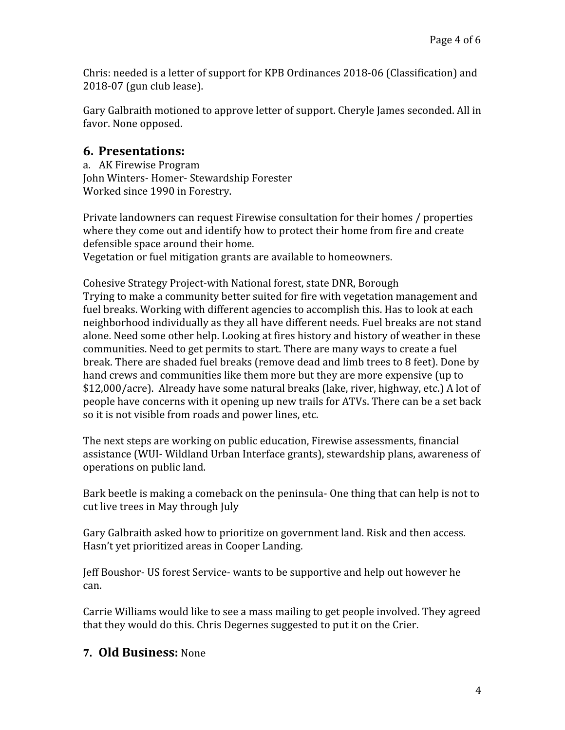Chris: needed is a letter of support for KPB Ordinances 2018-06 (Classification) and 2018-07 (gun club lease).

Gary Galbraith motioned to approve letter of support. Cheryle James seconded. All in favor. None opposed.

## 6. Presentations:

a. AK Firewise Program
John Winters- Homer- Stewardship Forester
Worked since 1990 in Forestry.

Private landowners can request Firewise consultation for their homes / properties where they come out and identify how to protect their home from fire and create defensible space around their home.
Vegetation or fuel mitigation grants are available to homeowners.

Cohesive Strategy Project-with National forest, state DNR, Borough
Trying to make a community better suited for fire with vegetation management and fuel breaks. Working with different agencies to accomplish this. Has to look at each neighborhood individually as they all have different needs. Fuel breaks are not stand alone. Need some other help. Looking at fires history and history of weather in these communities. Need to get permits to start. There are many ways to create a fuel break. There are shaded fuel breaks (remove dead and limb trees to 8 feet). Done by hand crews and communities like them more but they are more expensive (up to $12,000/acre). Already have some natural breaks (lake, river, highway, etc.) A lot of people have concerns with it opening up new trails for ATVs. There can be a set back so it is not visible from roads and power lines, etc.

The next steps are working on public education, Firewise assessments, financial assistance (WUI- Wildland Urban Interface grants), stewardship plans, awareness of operations on public land.

Bark beetle is making a comeback on the peninsula- One thing that can help is not to cut live trees in May through July

Gary Galbraith asked how to prioritize on government land. Risk and then access. Hasn't yet prioritized areas in Cooper Landing.

Jeff Boushor- US forest Service- wants to be supportive and help out however he can.

Carrie Williams would like to see a mass mailing to get people involved. They agreed that they would do this. Chris Degernes suggested to put it on the Crier.

## 7. Old Business: None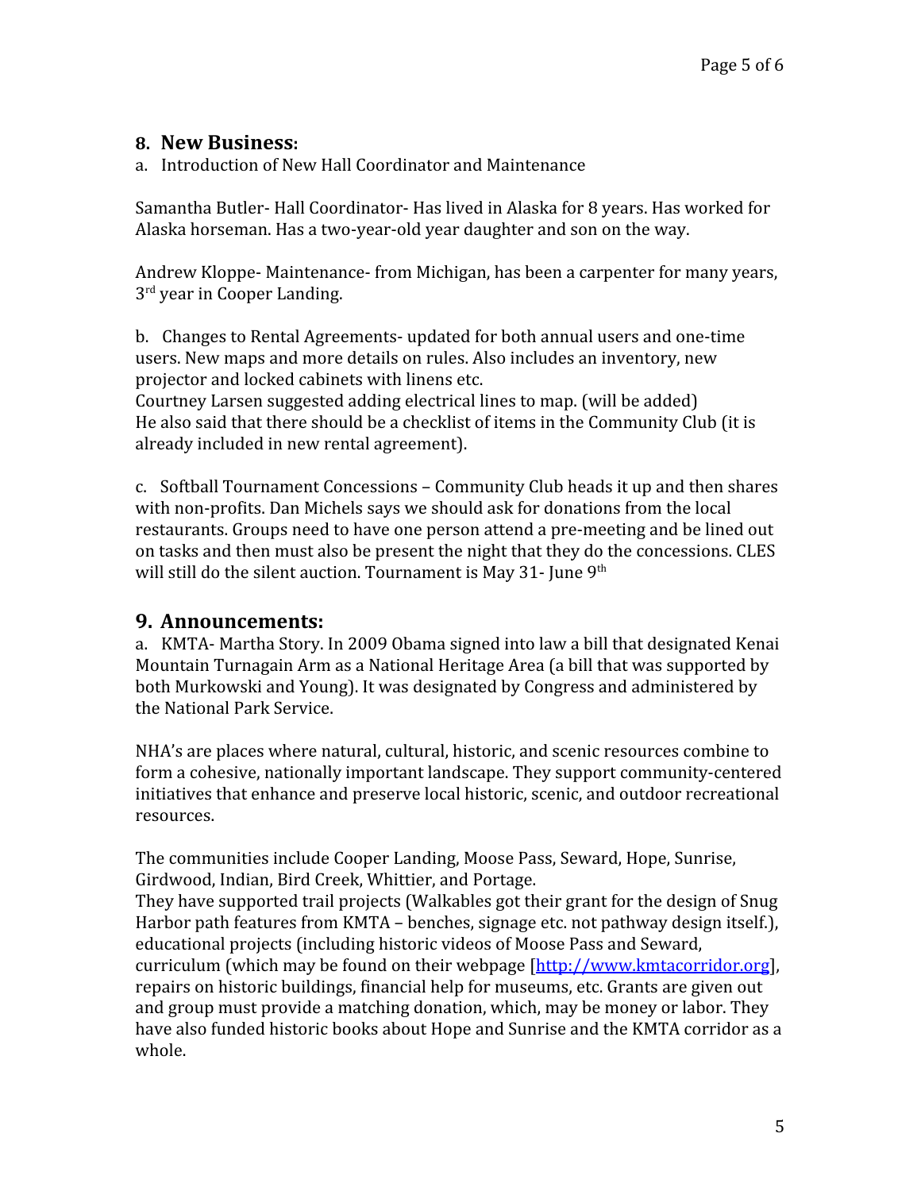## 8. New Business:

a. Introduction of New Hall Coordinator and Maintenance

Samantha Butler- Hall Coordinator- Has lived in Alaska for 8 years. Has worked for Alaska horseman. Has a two-year-old year daughter and son on the way.

Andrew Kloppe- Maintenance- from Michigan, has been a carpenter for many years, 3rd year in Cooper Landing.

b. Changes to Rental Agreements- updated for both annual users and one-time users. New maps and more details on rules. Also includes an inventory, new projector and locked cabinets with linens etc.
Courtney Larsen suggested adding electrical lines to map. (will be added)
He also said that there should be a checklist of items in the Community Club (it is already included in new rental agreement).

c. Softball Tournament Concessions – Community Club heads it up and then shares with non-profits. Dan Michels says we should ask for donations from the local restaurants. Groups need to have one person attend a pre-meeting and be lined out on tasks and then must also be present the night that they do the concessions. CLES will still do the silent auction. Tournament is May 31- June 9th

## 9. Announcements:

a. KMTA- Martha Story. In 2009 Obama signed into law a bill that designated Kenai Mountain Turnagain Arm as a National Heritage Area (a bill that was supported by both Murkowski and Young). It was designated by Congress and administered by the National Park Service.

NHA's are places where natural, cultural, historic, and scenic resources combine to form a cohesive, nationally important landscape. They support community-centered initiatives that enhance and preserve local historic, scenic, and outdoor recreational resources.

The communities include Cooper Landing, Moose Pass, Seward, Hope, Sunrise, Girdwood, Indian, Bird Creek, Whittier, and Portage.
They have supported trail projects (Walkables got their grant for the design of Snug Harbor path features from KMTA – benches, signage etc. not pathway design itself.), educational projects (including historic videos of Moose Pass and Seward, curriculum (which may be found on their webpage [http://www.kmtacorridor.org], repairs on historic buildings, financial help for museums, etc. Grants are given out and group must provide a matching donation, which, may be money or labor. They have also funded historic books about Hope and Sunrise and the KMTA corridor as a whole.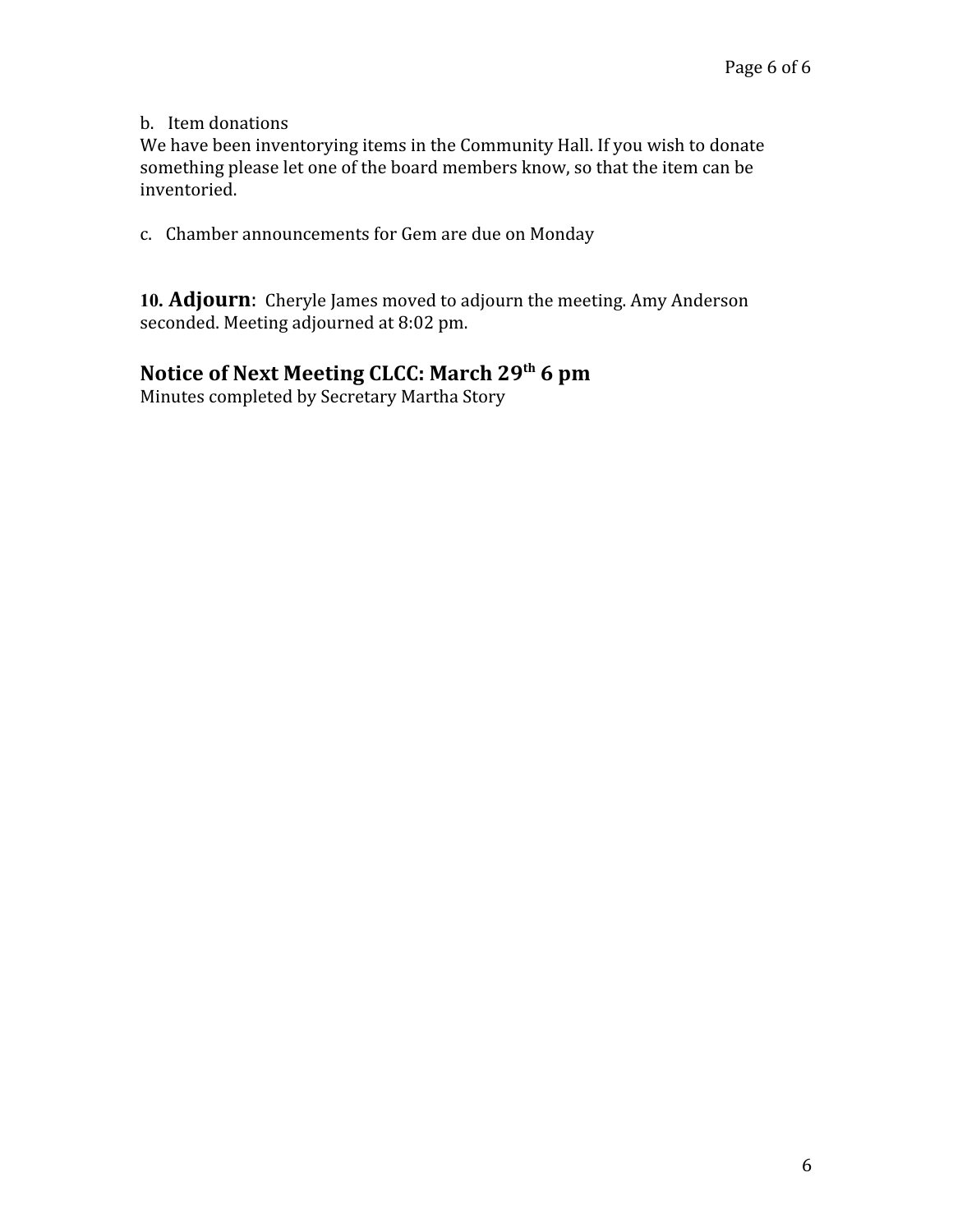b. Item donations

We have been inventorying items in the Community Hall. If you wish to donate something please let one of the board members know, so that the item can be inventoried.

c. Chamber announcements for Gem are due on Monday

**10. Adjourn**: Cheryle James moved to adjourn the meeting. Amy Anderson seconded. Meeting adjourned at 8:02 pm.

## Notice of Next Meeting CLCC: March 29th 6 pm

Minutes completed by Secretary Martha Story